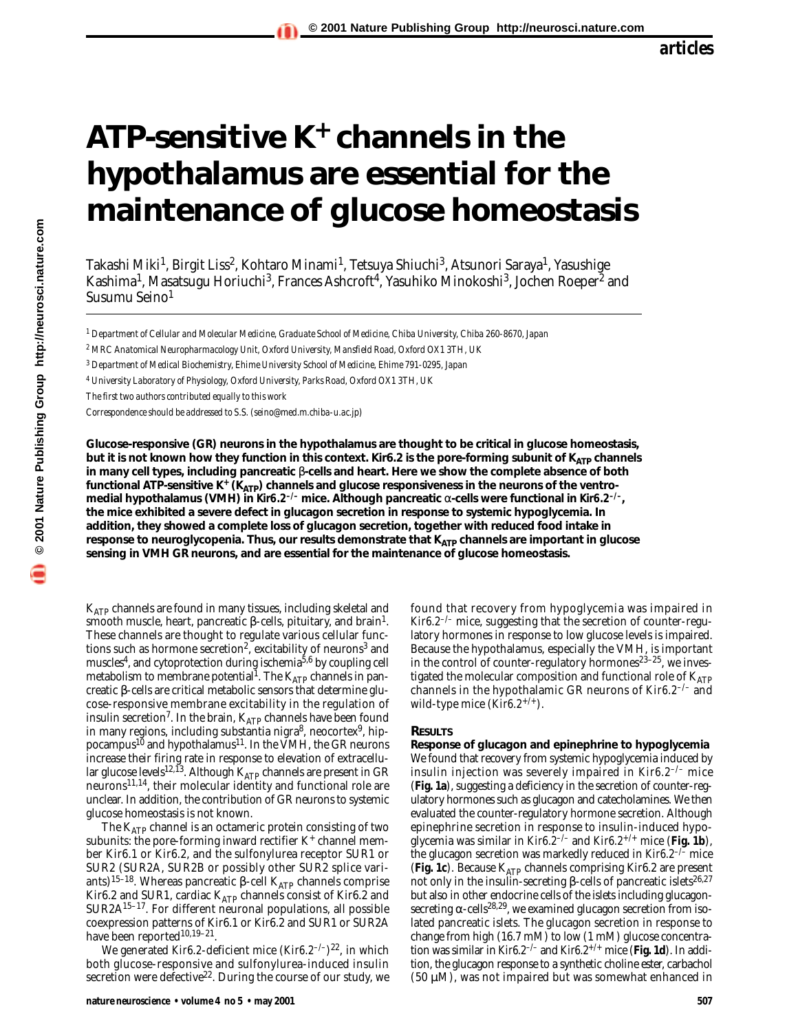# ATP-sensitive K+ channels in the hypothalamus are essential for the maintenance of glucose homeostasis

Takashi Miki[1], Birgit Liss[2], Kohtaro Minami[1], Tetsuya Shiuchi[3], Atsunori Saraya[1], Yasushige Kashima[1], Masatsugu Horiuchi[3], Frances Ashcroft[4], Yasuhiko Minokoshi[3], Jochen Roeper[2] and Susumu Seino[1]

[1] *Department of Cellular and Molecular Medicine, Graduate School of Medicine, Chiba University, Chiba 260-8670, Japan*

[2] *MRC Anatomical Neuropharmacology Unit, Oxford University, Mansfield Road, Oxford OX1 3TH, UK*

[3] *Department of Medical Biochemistry, Ehime University School of Medicine, Ehime 791-0295, Japan*

[4] *University Laboratory of Physiology, Oxford University, Parks Road, Oxford OX1 3TH, UK*

*The first two authors contributed equally to this work*

*Correspondence should be addressed to S.S. (seino@med.m.chiba-u.ac.jp)*

**Glucose-responsive (GR) neurons in the hypothalamus are thought to be critical in glucose homeostasis, but it is not known how they function in this context. Kir6.2 is the pore-forming subunit of $K_{ATP}$ channels in many cell types, including pancreatic β-cells and heart. Here we show the complete absence of both functional ATP-sensitive $K^+$ ($K_{ATP}$) channels and glucose responsiveness in the neurons of the ventromedial hypothalamus (VMH) in Kir6.2$^{-/-}$ mice. Although pancreatic α-cells were functional in Kir6.2$^{-/-}$, the mice exhibited a severe defect in glucagon secretion in response to systemic hypoglycemia. In addition, they showed a complete loss of glucagon secretion, together with reduced food intake in response to neuroglycopenia. Thus, our results demonstrate that $K_{ATP}$ channels are important in glucose sensing in VMH GR neurons, and are essential for the maintenance of glucose homeostasis.**

$K_{ATP}$ channels are found in many tissues, including skeletal and smooth muscle, heart, pancreatic β-cells, pituitary, and brain[1]. These channels are thought to regulate various cellular functions such as hormone secretion[2], excitability of neurons[3] and muscles[4], and cytoprotection during ischemia[5,6] by coupling cell metabolism to membrane potential[1]. The $K_{ATP}$ channels in pancreatic β-cells are critical metabolic sensors that determine glucose-responsive membrane excitability in the regulation of insulin secretion[7]. In the brain, $K_{ATP}$ channels have been found in many regions, including substantia nigra[8], neocortex[9], hippocampus[10] and hypothalamus[11]. In the VMH, the GR neurons increase their firing rate in response to elevation of extracellular glucose levels[12,13]. Although $K_{ATP}$ channels are present in GR neurons[11,14], their molecular identity and functional role are unclear. In addition, the contribution of GR neurons to systemic glucose homeostasis is not known.

The $K_{ATP}$ channel is an octameric protein consisting of two subunits: the pore-forming inward rectifier $K^+$ channel member Kir6.1 or Kir6.2, and the sulfonylurea receptor SUR1 or SUR2 (SUR2A, SUR2B or possibly other SUR2 splice variants)[15–18]. Whereas pancreatic β-cell $K_{ATP}$ channels comprise Kir6.2 and SUR1, cardiac $K_{ATP}$ channels consist of Kir6.2 and SUR2A[15–17]. For different neuronal populations, all possible coexpression patterns of Kir6.1 or Kir6.2 and SUR1 or SUR2A have been reported[10,19–21].

We generated Kir6.2-deficient mice (Kir6.2$^{-/-}$)[22], in which both glucose-responsive and sulfonylurea-induced insulin secretion were defective[22]. During the course of our study, we found that recovery from hypoglycemia was impaired in Kir6.2$^{-/-}$ mice, suggesting that the secretion of counter-regulatory hormones in response to low glucose levels is impaired. Because the hypothalamus, especially the VMH, is important in the control of counter-regulatory hormones[23–25], we investigated the molecular composition and functional role of $K_{ATP}$ channels in the hypothalamic GR neurons of Kir6.2$^{-/-}$ and wild-type mice (Kir6.2$^{+/+}$).

## RESULTS

### Response of glucagon and epinephrine to hypoglycemia

We found that recovery from systemic hypoglycemia induced by insulin injection was severely impaired in Kir6.2$^{-/-}$ mice (**Fig. 1a**), suggesting a deficiency in the secretion of counter-regulatory hormones such as glucagon and catecholamines. We then evaluated the counter-regulatory hormone secretion. Although epinephrine secretion in response to insulin-induced hypoglycemia was similar in Kir6.2$^{-/-}$ and Kir6.2$^{+/+}$ mice (**Fig. 1b**), the glucagon secretion was markedly reduced in Kir6.2$^{-/-}$ mice (**Fig. 1c**). Because $K_{ATP}$ channels comprising Kir6.2 are present not only in the insulin-secreting β-cells of pancreatic islets[26,27] but also in other endocrine cells of the islets including glucagon-secreting α-cells[28,29], we examined glucagon secretion from isolated pancreatic islets. The glucagon secretion in response to change from high (16.7 mM) to low (1 mM) glucose concentration was similar in Kir6.2$^{-/-}$ and Kir6.2$^{+/+}$ mice (**Fig. 1d**). In addition, the glucagon response to a synthetic choline ester, carbachol (50 μM), was not impaired but was somewhat enhanced in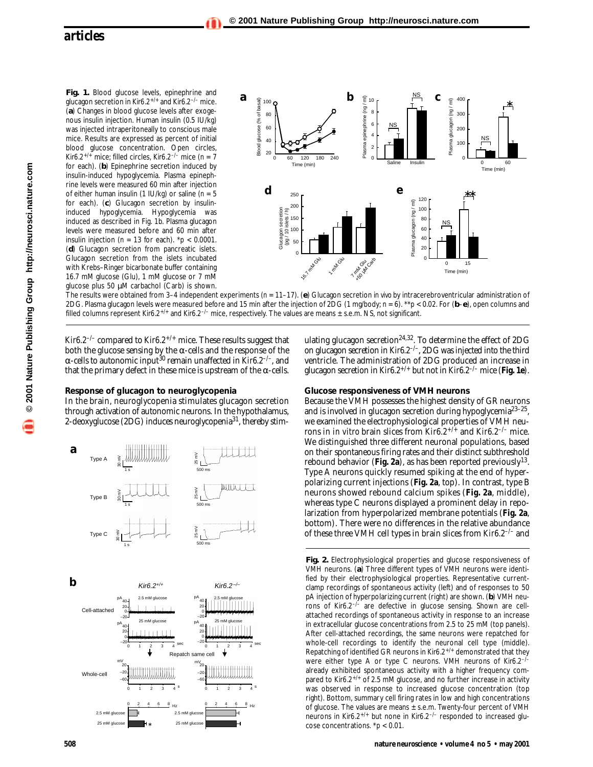**Fig. 1.** Blood glucose levels, epinephrine and glucagon secretion in $Kir6.2^{+/+}$ and $Kir6.2^{-/-}$ mice. (**a**) Changes in blood glucose levels after exogenous insulin injection. Human insulin (0.5 IU/kg) was injected intraperitoneally to conscious male mice. Results are expressed as percent of initial blood glucose concentration. Open circles, $Kir6.2^{+/+}$ mice; filled circles, $Kir6.2^{-/-}$ mice ($n = 7$ for each). (**b**) Epinephrine secretion induced by insulin-induced hypoglycemia. Plasma epinephrine levels were measured 60 min after injection of either human insulin (1 IU/kg) or saline ($n = 5$ for each). (**c**) Glucagon secretion by insulin-induced hypoglycemia. Hypoglycemia was induced as described in Fig. 1b. Plasma glucagon levels were measured before and 60 min after insulin injection ($n = 13$ for each). *$p < 0.0001$. (**d**) Glucagon secretion from pancreatic islets. Glucagon secretion from the islets incubated with Krebs–Ringer bicarbonate buffer containing 16.7 mM glucose (Glu), 1 mM glucose or 7 mM glucose plus 50 μM carbachol (Carb) is shown. The results were obtained from 3–4 independent experiments ($n = 11–17$). (**e**) Glucagon secretion in vivo by intracerebroventricular administration of 2DG. Plasma glucagon levels were measured before and 15 min after the injection of 2DG (1 mg/body; $n = 6$). **$p < 0.02$. For (**b**–**e**), open columns and filled columns represent $Kir6.2^{+/+}$ and $Kir6.2^{-/-}$ mice, respectively. The values are means ± s.e.m. NS, not significant.

$Kir6.2^{-/-}$ compared to $Kir6.2^{+/+}$ mice. These results suggest that both the glucose sensing by the α-cells and the response of the α-cells to autonomic input[30] remain unaffected in $Kir6.2^{-/-}$, and that the primary defect in these mice is upstream of the α-cells.

### Response of glucagon to neuroglycopenia

In the brain, neuroglycopenia stimulates glucagon secretion through activation of autonomic neurons. In the hypothalamus, 2-deoxyglucose (2DG) induces neuroglycopenia[31], thereby stimulating glucagon secretion[24,32]. To determine the effect of 2DG on glucagon secretion in $Kir6.2^{-/-}$, 2DG was injected into the third ventricle. The administration of 2DG produced an increase in glucagon secretion in $Kir6.2^{+/+}$ but not in $Kir6.2^{-/-}$ mice (**Fig. 1e**).

### Glucose responsiveness of VMH neurons

Because the VMH possesses the highest density of GR neurons and is involved in glucagon secretion during hypoglycemia[23–25], we examined the electrophysiological properties of VMH neurons in in vitro brain slices from $Kir6.2^{+/+}$ and $Kir6.2^{-/-}$ mice. We distinguished three different neuronal populations, based on their spontaneous firing rates and their distinct subthreshold rebound behavior (**Fig. 2a**), as has been reported previously[13]. Type A neurons quickly resumed spiking at the end of hyperpolarizing current injections (**Fig. 2a**, top). In contrast, type B neurons showed rebound calcium spikes (**Fig. 2a**, middle), whereas type C neurons displayed a prominent delay in repolarization from hyperpolarized membrane potentials (**Fig. 2a**, bottom). There were no differences in the relative abundance of these three VMH cell types in brain slices from $Kir6.2^{-/-}$ and

**Fig. 2.** Electrophysiological properties and glucose responsiveness of VMH neurons. (**a**) Three different types of VMH neurons were identified by their electrophysiological properties. Representative current-clamp recordings of spontaneous activity (left) and of responses to 50 pA injection of hyperpolarizing current (right) are shown. (**b**) VMH neurons of $Kir6.2^{-/-}$ are defective in glucose sensing. Shown are cell-attached recordings of spontaneous activity in response to an increase in extracellular glucose concentrations from 2.5 to 25 mM (top panels). After cell-attached recordings, the same neurons were repatched for whole-cell recordings to identify the neuronal cell type (middle). Repatching of identified GR neurons in $Kir6.2^{+/+}$ demonstrated that they were either type A or type C neurons. VMH neurons of $Kir6.2^{-/-}$ already exhibited spontaneous activity with a higher frequency compared to $Kir6.2^{+/+}$ of 2.5 mM glucose, and no further increase in activity was observed in response to increased glucose concentration (top right). Bottom, summary cell firing rates in low and high concentrations of glucose. The values are means ± s.e.m. Twenty-four percent of VMH neurons in $Kir6.2^{+/+}$ but none in $Kir6.2^{-/-}$ responded to increased glucose concentrations. *$p < 0.01$.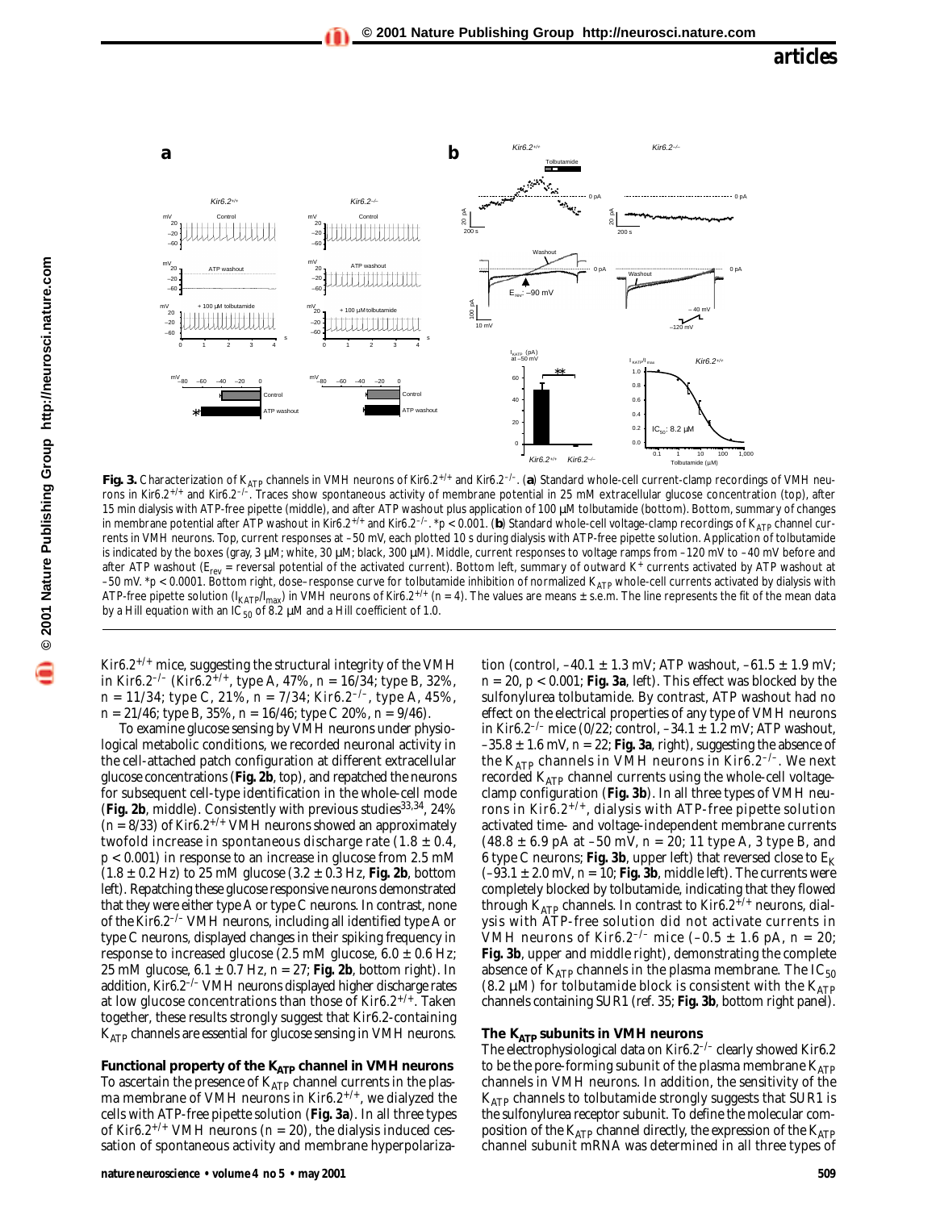**Fig. 3.** Characterization of $K_{ATP}$ channels in VMH neurons of Kir6.2$^{+/+}$ and Kir6.2$^{-/-}$. (**a**) Standard whole-cell current-clamp recordings of VMH neurons in Kir6.2$^{+/+}$ and Kir6.2$^{-/-}$. Traces show spontaneous activity of membrane potential in 25 mM extracellular glucose concentration (top), after 15 min dialysis with ATP-free pipette (middle), and after ATP washout plus application of 100 μM tolbutamide (bottom). Bottom, summary of changes in membrane potential after ATP washout in Kir6.2$^{+/+}$ and Kir6.2$^{-/-}$. *$p < 0.001$. (**b**) Standard whole-cell voltage-clamp recordings of $K_{ATP}$ channel currents in VMH neurons. Top, current responses at –50 mV, each plotted 10 s during dialysis with ATP-free pipette solution. Application of tolbutamide is indicated by the boxes (gray, 3 μM; white, 30 μM; black, 300 μM). Middle, current responses to voltage ramps from –120 mV to –40 mV before and after ATP washout ($E_{rev}$ = reversal potential of the activated current). Bottom left, summary of outward $K^+$ currents activated by ATP washout at –50 mV. *$p < 0.0001$. Bottom right, dose–response curve for tolbutamide inhibition of normalized $K_{ATP}$ whole-cell currents activated by dialysis with ATP-free pipette solution ($I_{KATP}/I_{max}$) in VMH neurons of Kir6.2$^{+/+}$ ($n = 4$). The values are means ± s.e.m. The line represents the fit of the mean data by a Hill equation with an $IC_{50}$ of 8.2 μM and a Hill coefficient of 1.0.

Kir6.2$^{+/+}$ mice, suggesting the structural integrity of the VMH in Kir6.2$^{-/-}$ (Kir6.2$^{+/+}$, type A, 47%, $n = 16/34$; type B, 32%, $n = 11/34$; type C, 21%, $n = 7/34$; Kir6.2$^{-/-}$, type A, 45%, $n = 21/46$; type B, 35%, $n = 16/46$; type C 20%, $n = 9/46$).

To examine glucose sensing by VMH neurons under physiological metabolic conditions, we recorded neuronal activity in the cell-attached patch configuration at different extracellular glucose concentrations (**Fig. 2b**, top), and repatched the neurons for subsequent cell-type identification in the whole-cell mode (**Fig. 2b**, middle). Consistently with previous studies[33,34], 24% ($n = 8/33$) of Kir6.2$^{+/+}$ VMH neurons showed an approximately twofold increase in spontaneous discharge rate (1.8 ± 0.4, $p < 0.001$) in response to an increase in glucose from 2.5 mM (1.8 ± 0.2 Hz) to 25 mM glucose (3.2 ± 0.3 Hz, **Fig. 2b**, bottom left). Repatching these glucose responsive neurons demonstrated that they were either type A or type C neurons. In contrast, none of the Kir6.2$^{-/-}$ VMH neurons, including all identified type A or type C neurons, displayed changes in their spiking frequency in response to increased glucose (2.5 mM glucose, 6.0 ± 0.6 Hz; 25 mM glucose, 6.1 ± 0.7 Hz, $n = 27$; **Fig. 2b**, bottom right). In addition, Kir6.2$^{-/-}$ VMH neurons displayed higher discharge rates at low glucose concentrations than those of Kir6.2$^{+/+}$. Taken together, these results strongly suggest that Kir6.2-containing $K_{ATP}$ channels are essential for glucose sensing in VMH neurons.

### Functional property of the $K_{ATP}$ channel in VMH neurons

To ascertain the presence of $K_{ATP}$ channel currents in the plasma membrane of VMH neurons in Kir6.2$^{+/+}$, we dialyzed the cells with ATP-free pipette solution (**Fig. 3a**). In all three types of Kir6.2$^{+/+}$ VMH neurons ($n = 20$), the dialysis induced cessation of spontaneous activity and membrane hyperpolarization (control, –40.1 ± 1.3 mV; ATP washout, –61.5 ± 1.9 mV; $n = 20$, $p < 0.001$; **Fig. 3a**, left). This effect was blocked by the sulfonylurea tolbutamide. By contrast, ATP washout had no effect on the electrical properties of any type of VMH neurons in Kir6.2$^{-/-}$ mice (0/22; control, –34.1 ± 1.2 mV; ATP washout, –35.8 ± 1.6 mV, $n = 22$; **Fig. 3a**, right), suggesting the absence of the $K_{ATP}$ channels in VMH neurons in Kir6.2$^{-/-}$. We next recorded $K_{ATP}$ channel currents using the whole-cell voltage-clamp configuration (**Fig. 3b**). In all three types of VMH neurons in Kir6.2$^{+/+}$, dialysis with ATP-free pipette solution activated time- and voltage-independent membrane currents (48.8 ± 6.9 pA at –50 mV, $n = 20$; 11 type A, 3 type B, and 6 type C neurons; **Fig. 3b**, upper left) that reversed close to $E_K$ (–93.1 ± 2.0 mV, $n = 10$; **Fig. 3b**, middle left). The currents were completely blocked by tolbutamide, indicating that they flowed through $K_{ATP}$ channels. In contrast to Kir6.2$^{+/+}$ neurons, dialysis with ATP-free solution did not activate currents in VMH neurons of Kir6.2$^{-/-}$ mice (–0.5 ± 1.6 pA, $n = 20$; **Fig. 3b**, upper and middle right), demonstrating the complete absence of $K_{ATP}$ channels in the plasma membrane. The $IC_{50}$ (8.2 μM) for tolbutamide block is consistent with the $K_{ATP}$ channels containing SUR1 (ref. 35; **Fig. 3b**, bottom right panel).

### The $K_{ATP}$ subunits in VMH neurons

The electrophysiological data on Kir6.2$^{-/-}$ clearly showed Kir6.2 to be the pore-forming subunit of the plasma membrane $K_{ATP}$ channels in VMH neurons. In addition, the sensitivity of the $K_{ATP}$ channels to tolbutamide strongly suggests that SUR1 is the sulfonylurea receptor subunit. To define the molecular composition of the $K_{ATP}$ channel directly, the expression of the $K_{ATP}$ channel subunit mRNA was determined in all three types of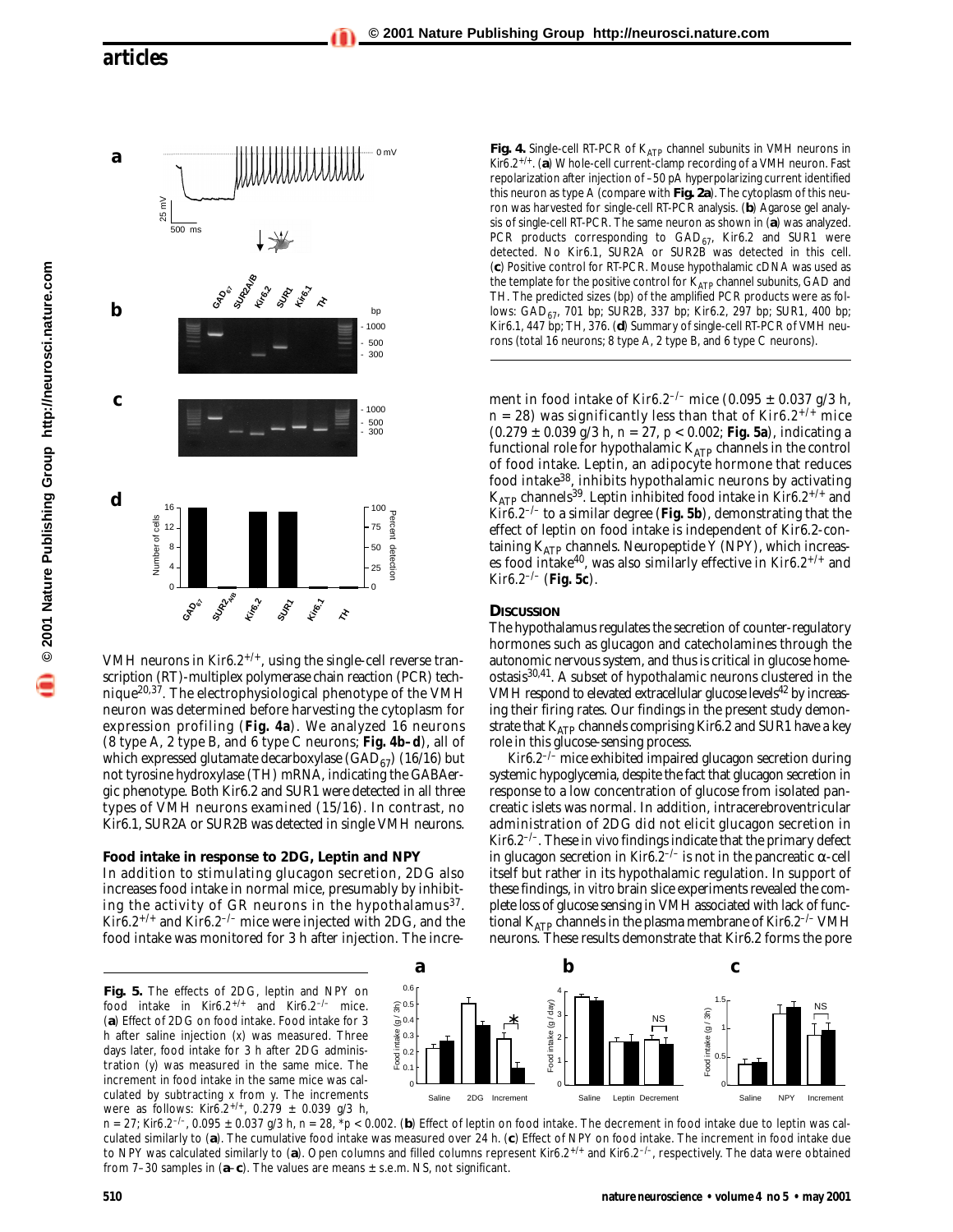VMH neurons in Kir6.2$^{+/+}$, using the single-cell reverse transcription (RT)-multiplex polymerase chain reaction (PCR) technique[20,37]. The electrophysiological phenotype of the VMH neuron was determined before harvesting the cytoplasm for expression profiling (**Fig. 4a**). We analyzed 16 neurons (8 type A, 2 type B, and 6 type C neurons; **Fig. 4b–d**), all of which expressed glutamate decarboxylase ($GAD_{67}$) (16/16) but not tyrosine hydroxylase (TH) mRNA, indicating the GABAergic phenotype. Both Kir6.2 and SUR1 were detected in all three types of VMH neurons examined (15/16). In contrast, no Kir6.1, SUR2A or SUR2B was detected in single VMH neurons.

**Fig. 4.** Single-cell RT-PCR of $K_{ATP}$ channel subunits in VMH neurons in Kir6.2$^{+/+}$. (**a**) Whole-cell current-clamp recording of a VMH neuron. Fast repolarization after injection of –50 pA hyperpolarizing current identified this neuron as type A (compare with **Fig. 2a**). The cytoplasm of this neuron was harvested for single-cell RT-PCR analysis. (**b**) Agarose gel analysis of single-cell RT-PCR. The same neuron as shown in (**a**) was analyzed. PCR products corresponding to $GAD_{67}$, Kir6.2 and SUR1 were detected. No Kir6.1, SUR2A or SUR2B was detected in this cell. (**c**) Positive control for RT-PCR. Mouse hypothalamic cDNA was used as the template for the positive control for $K_{ATP}$ channel subunits, GAD and TH. The predicted sizes (bp) of the amplified PCR products were as follows: $GAD_{67}$, 701 bp; SUR2B, 337 bp; Kir6.2, 297 bp; SUR1, 400 bp; Kir6.1, 447 bp; TH, 376. (**d**) Summary of single-cell RT-PCR of VMH neurons (total 16 neurons; 8 type A, 2 type B, and 6 type C neurons).

### Food intake in response to 2DG, Leptin and NPY

In addition to stimulating glucagon secretion, 2DG also increases food intake in normal mice, presumably by inhibiting the activity of GR neurons in the hypothalamus[37]. Kir6.2$^{+/+}$ and Kir6.2$^{-/-}$ mice were injected with 2DG, and the food intake was monitored for 3 h after injection. The increment in food intake of Kir6.2$^{-/-}$ mice (0.095 ± 0.037 g/3 h, n = 28) was significantly less than that of Kir6.2$^{+/+}$ mice (0.279 ± 0.039 g/3 h, n = 27, $p < 0.002$; **Fig. 5a**), indicating a functional role for hypothalamic $K_{ATP}$ channels in the control of food intake. Leptin, an adipocyte hormone that reduces food intake[38], inhibits hypothalamic neurons by activating $K_{ATP}$ channels[39]. Leptin inhibited food intake in Kir6.2$^{+/+}$ and Kir6.2$^{-/-}$ to a similar degree (**Fig. 5b**), demonstrating that the effect of leptin on food intake is independent of Kir6.2-containing $K_{ATP}$ channels. Neuropeptide Y (NPY), which increases food intake[40], was also similarly effective in Kir6.2$^{+/+}$ and Kir6.2$^{-/-}$ (**Fig. 5c**).

## Discussion

The hypothalamus regulates the secretion of counter-regulatory hormones such as glucagon and catecholamines through the autonomic nervous system, and thus is critical in glucose homeostasis[30,41]. A subset of hypothalamic neurons clustered in the VMH respond to elevated extracellular glucose levels[42] by increasing their firing rates. Our findings in the present study demonstrate that $K_{ATP}$ channels comprising Kir6.2 and SUR1 have a key role in this glucose-sensing process.

Kir6.2$^{-/-}$ mice exhibited impaired glucagon secretion during systemic hypoglycemia, despite the fact that glucagon secretion in response to a low concentration of glucose from isolated pancreatic islets was normal. In addition, intracerebroventricular administration of 2DG did not elicit glucagon secretion in Kir6.2$^{-/-}$. These in vivo findings indicate that the primary defect in glucagon secretion in Kir6.2$^{-/-}$ is not in the pancreatic α-cell itself but rather in its hypothalamic regulation. In support of these findings, in vitro brain slice experiments revealed the complete loss of glucose sensing in VMH associated with lack of functional $K_{ATP}$ channels in the plasma membrane of Kir6.2$^{-/-}$ VMH neurons. These results demonstrate that Kir6.2 forms the pore

**Fig. 5.** The effects of 2DG, leptin and NPY on food intake in Kir6.2$^{+/+}$ and Kir6.2$^{-/-}$ mice. (**a**) Effect of 2DG on food intake. Food intake for 3 h after saline injection (x) was measured. Three days later, food intake for 3 h after 2DG administration (y) was measured in the same mice. The increment in food intake in the same mice was calculated by subtracting x from y. The increments were as follows: Kir6.2$^{+/+}$, 0.279 ± 0.039 g/3 h, n = 27; Kir6.2$^{-/-}$, 0.095 ± 0.037 g/3 h, n = 28, *$p < 0.002$. (**b**) Effect of leptin on food intake. The decrement in food intake due to leptin was calculated similarly to (**a**). The cumulative food intake was measured over 24 h. (**c**) Effect of NPY on food intake. The increment in food intake due to NPY was calculated similarly to (**a**). Open columns and filled columns represent Kir6.2$^{+/+}$ and Kir6.2$^{-/-}$, respectively. The data were obtained from 7–30 samples in (**a**–**c**). The values are means ± s.e.m. NS, not significant.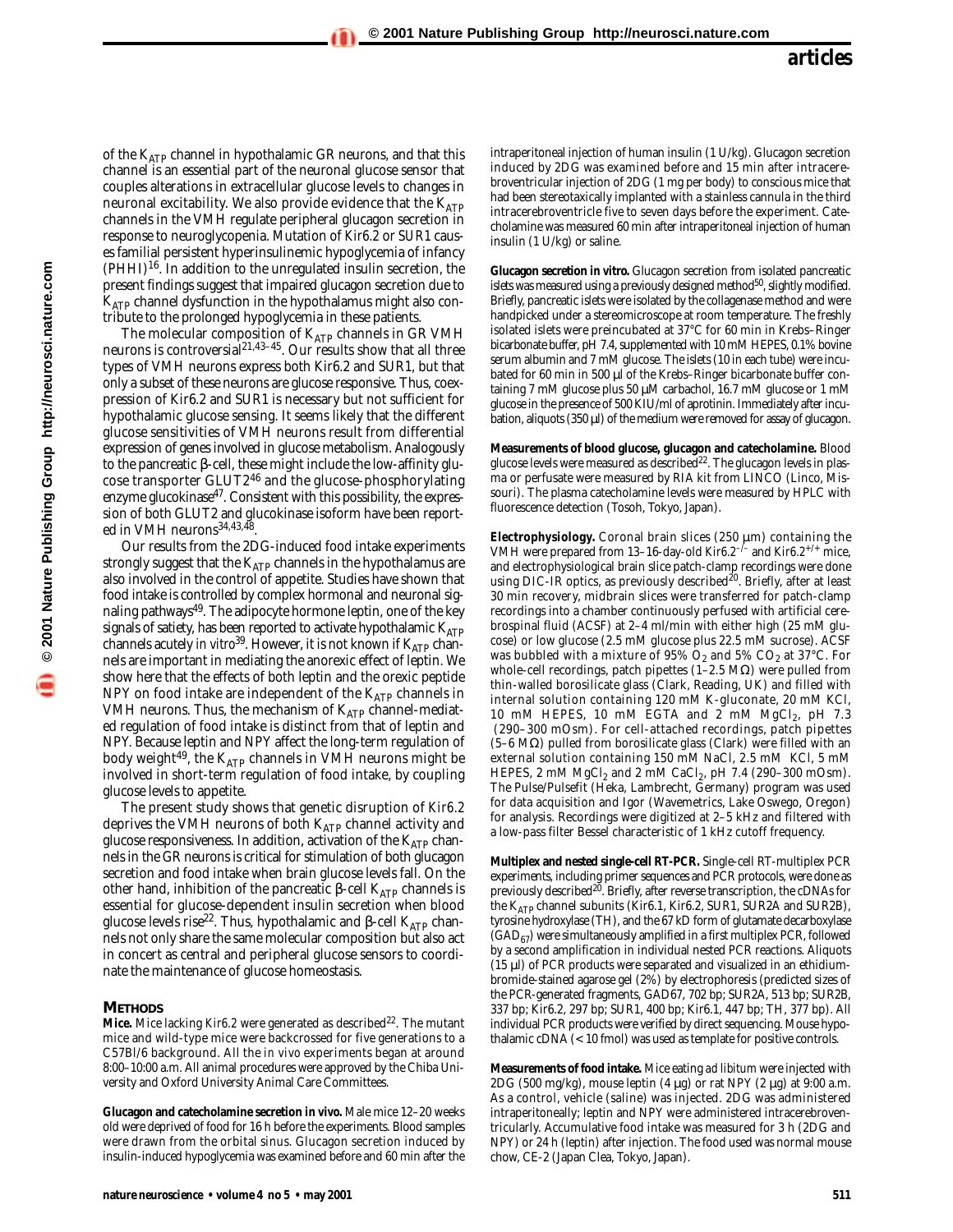of the $K_{ATP}$ channel in hypothalamic GR neurons, and that this channel is an essential part of the neuronal glucose sensor that couples alterations in extracellular glucose levels to changes in neuronal excitability. We also provide evidence that the $K_{ATP}$ channels in the VMH regulate peripheral glucagon secretion in response to neuroglycopenia. Mutation of Kir6.2 or SUR1 causes familial persistent hyperinsulinemic hypoglycemia of infancy (PHHI)[16]. In addition to the unregulated insulin secretion, the present findings suggest that impaired glucagon secretion due to $K_{ATP}$ channel dysfunction in the hypothalamus might also contribute to the prolonged hypoglycemia in these patients.

The molecular composition of $K_{ATP}$ channels in GR VMH neurons is controversial[21,43–45]. Our results show that all three types of VMH neurons express both Kir6.2 and SUR1, but that only a subset of these neurons are glucose responsive. Thus, coexpression of Kir6.2 and SUR1 is necessary but not sufficient for hypothalamic glucose sensing. It seems likely that the different glucose sensitivities of VMH neurons result from differential expression of genes involved in glucose metabolism. Analogously to the pancreatic β-cell, these might include the low-affinity glucose transporter GLUT2[46] and the glucose-phosphorylating enzyme glucokinase[47]. Consistent with this possibility, the expression of both GLUT2 and glucokinase isoform have been reported in VMH neurons[34,43,48].

Our results from the 2DG-induced food intake experiments strongly suggest that the $K_{ATP}$ channels in the hypothalamus are also involved in the control of appetite. Studies have shown that food intake is controlled by complex hormonal and neuronal signaling pathways[49]. The adipocyte hormone leptin, one of the key signals of satiety, has been reported to activate hypothalamic $K_{ATP}$ channels acutely in vitro[39]. However, it is not known if $K_{ATP}$ channels are important in mediating the anorexic effect of leptin. We show here that the effects of both leptin and the orexic peptide NPY on food intake are independent of the $K_{ATP}$ channels in VMH neurons. Thus, the mechanism of $K_{ATP}$ channel-mediated regulation of food intake is distinct from that of leptin and NPY. Because leptin and NPY affect the long-term regulation of body weight[49], the $K_{ATP}$ channels in VMH neurons might be involved in short-term regulation of food intake, by coupling glucose levels to appetite.

The present study shows that genetic disruption of *Kir6.2* deprives the VMH neurons of both $K_{ATP}$ channel activity and glucose responsiveness. In addition, activation of the $K_{ATP}$ channels in the GR neurons is critical for stimulation of both glucagon secretion and food intake when brain glucose levels fall. On the other hand, inhibition of the pancreatic β-cell $K_{ATP}$ channels is essential for glucose-dependent insulin secretion when blood glucose levels rise[22]. Thus, hypothalamic and β-cell $K_{ATP}$ channels not only share the same molecular composition but also act in concert as central and peripheral glucose sensors to coordinate the maintenance of glucose homeostasis.

## METHODS

**Mice.** Mice lacking *Kir6.2* were generated as described[22]. The mutant mice and wild-type mice were backcrossed for five generations to a C57Bl/6 background. All the *in vivo* experiments began at around 8:00–10:00 a.m. All animal procedures were approved by the Chiba University and Oxford University Animal Care Committees.

**Glucagon and catecholamine secretion in vivo.** Male mice 12–20 weeks old were deprived of food for 16 h before the experiments. Blood samples were drawn from the orbital sinus. Glucagon secretion induced by insulin-induced hypoglycemia was examined before and 60 min after the intraperitoneal injection of human insulin (1 U/kg). Glucagon secretion induced by 2DG was examined before and 15 min after intracerebroventricular injection of 2DG (1 mg per body) to conscious mice that had been stereotaxically implanted with a stainless cannula in the third intracerebroventricle five to seven days before the experiment. Catecholamine was measured 60 min after intraperitoneal injection of human insulin (1 U/kg) or saline.

**Glucagon secretion in vitro.** Glucagon secretion from isolated pancreatic islets was measured using a previously designed method[50], slightly modified. Briefly, pancreatic islets were isolated by the collagenase method and were handpicked under a stereomicroscope at room temperature. The freshly isolated islets were preincubated at 37°C for 60 min in Krebs–Ringer bicarbonate buffer, pH 7.4, supplemented with 10 mM HEPES, 0.1% bovine serum albumin and 7 mM glucose. The islets (10 in each tube) were incubated for 60 min in 500 µl of the Krebs–Ringer bicarbonate buffer containing 7 mM glucose plus 50 µM carbachol, 16.7 mM glucose or 1 mM glucose in the presence of 500 KIU/ml of aprotinin. Immediately after incubation, aliquots (350 µl) of the medium were removed for assay of glucagon.

**Measurements of blood glucose, glucagon and catecholamine.** Blood glucose levels were measured as described[22]. The glucagon levels in plasma or perfusate were measured by RIA kit from LINCO (Linco, Missouri). The plasma catecholamine levels were measured by HPLC with fluorescence detection (Tosoh, Tokyo, Japan).

**Electrophysiology.** Coronal brain slices (250 µm) containing the VMH were prepared from 13–16-day-old Kir6.2$^{-/-}$ and Kir6.2$^{+/+}$ mice, and electrophysiological brain slice patch-clamp recordings were done using DIC-IR optics, as previously described[20]. Briefly, after at least 30 min recovery, midbrain slices were transferred for patch-clamp recordings into a chamber continuously perfused with artificial cerebrospinal fluid (ACSF) at 2–4 ml/min with either high (25 mM glucose) or low glucose (2.5 mM glucose plus 22.5 mM sucrose). ACSF was bubbled with a mixture of 95% $O_2$ and 5% $CO_2$ at 37°C. For whole-cell recordings, patch pipettes (1–2.5 MΩ) were pulled from thin-walled borosilicate glass (Clark, Reading, UK) and filled with internal solution containing 120 mM K-gluconate, 20 mM KCl, 10 mM HEPES, 10 mM EGTA and 2 mM $MgCl_2$, pH 7.3 (290–300 mOsm). For cell-attached recordings, patch pipettes (5–6 MΩ) pulled from borosilicate glass (Clark) were filled with an external solution containing 150 mM NaCl, 2.5 mM KCl, 5 mM HEPES, 2 mM $MgCl_2$ and 2 mM $CaCl_2$, pH 7.4 (290–300 mOsm). The Pulse/Pulsefit (Heka, Lambrecht, Germany) program was used for data acquisition and Igor (Wavemetrics, Lake Oswego, Oregon) for analysis. Recordings were digitized at 2–5 kHz and filtered with a low-pass filter Bessel characteristic of 1 kHz cutoff frequency.

**Multiplex and nested single-cell RT-PCR.** Single-cell RT-multiplex PCR experiments, including primer sequences and PCR protocols, were done as previously described[20]. Briefly, after reverse transcription, the cDNAs for the $K_{ATP}$ channel subunits (Kir6.1, Kir6.2, SUR1, SUR2A and SUR2B), tyrosine hydroxylase (TH), and the 67 kD form of glutamate decarboxylase ($GAD_{67}$) were simultaneously amplified in a first multiplex PCR, followed by a second amplification in individual nested PCR reactions. Aliquots (15 µl) of PCR products were separated and visualized in an ethidium-bromide-stained agarose gel (2%) by electrophoresis (predicted sizes of the PCR-generated fragments, GAD67, 702 bp; SUR2A, 513 bp; SUR2B, 337 bp; Kir6.2, 297 bp; SUR1, 400 bp; Kir6.1, 447 bp; TH, 377 bp). All individual PCR products were verified by direct sequencing. Mouse hypothalamic cDNA (< 10 fmol) was used as template for positive controls.

**Measurements of food intake.** Mice eating *ad libitum* were injected with 2DG (500 mg/kg), mouse leptin (4 µg) or rat NPY (2 µg) at 9:00 a.m. As a control, vehicle (saline) was injected. 2DG was administered intraperitoneally; leptin and NPY were administered intracerebroventricularly. Accumulative food intake was measured for 3 h (2DG and NPY) or 24 h (leptin) after injection. The food used was normal mouse chow, CE-2 (Japan Clea, Tokyo, Japan).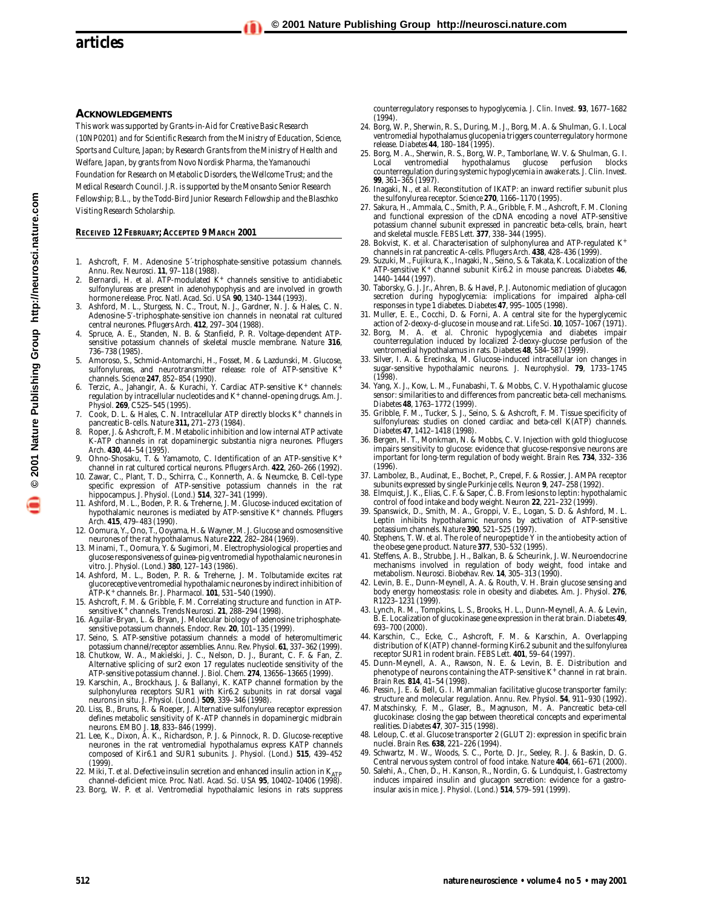## ACKNOWLEDGEMENTS

*This work was supported by Grants-in-Aid for Creative Basic Research (10NP0201) and for Scientific Research from the Ministry of Education, Science, Sports and Culture, Japan; by Research Grants from the Ministry of Health and Welfare, Japan, by grants from Novo Nordisk Pharma, the Yamanouchi Foundation for Research on Metabolic Disorders, the Wellcome Trust; and the Medical Research Council. J.R. is supported by the Monsanto Senior Research Fellowship; B.L., by the Todd-Bird Junior Research Fellowship and the Blaschko Visiting Research Scholarship.*

**RECEIVED 12 FEBRUARY; ACCEPTED 9 MARCH 2001**

1. Ashcroft, F. M. Adenosine 5´-triphosphate-sensitive potassium channels. *Annu. Rev. Neurosci.* **11**, 97–118 (1988).
2. Bernardi, H. *et al.* ATP-modulated $K^+$ channels sensitive to antidiabetic sulfonylureas are present in adenohypophysis and are involved in growth hormone release. *Proc. Natl. Acad. Sci. USA* **90**, 1340–1344 (1993).
3. Ashford, M. L., Sturgess, N. C., Trout, N. J., Gardner, N. J. & Hales, C. N. Adenosine-5´-triphosphate-sensitive ion channels in neonatal rat cultured central neurones. *Pflugers Arch.* **412**, 297–304 (1988).
4. Spruce, A. E., Standen, N. B. & Stanfield, P. R. Voltage-dependent ATP-sensitive potassium channels of skeletal muscle membrane. *Nature* **316**, 736–738 (1985).
5. Amoroso, S., Schmid-Antomarchi, H., Fosset, M. & Lazdunski, M. Glucose, sulfonylureas, and neurotransmitter release: role of ATP-sensitive $K^+$ channels. *Science* **247**, 852–854 (1990).
6. Terzic, A., Jahangir, A. & Kurachi, Y. Cardiac ATP-sensitive $K^+$ channels: regulation by intracellular nucleotides and $K^+$ channel-opening drugs. *Am. J. Physiol.* **269**, C525–545 (1995).
7. Cook, D. L. & Hales, C. N. Intracellular ATP directly blocks $K^+$ channels in pancreatic B-cells. *Nature* **311,** 271–273 (1984).
8. Roper, J. & Ashcroft, F. M. Metabolic inhibition and low internal ATP activate K-ATP channels in rat dopaminergic substantia nigra neurones. *Pflugers Arch.* **430**, 44–54 (1995).
9. Ohno-Shosaku, T. & Yamamoto, C. Identification of an ATP-sensitive $K^+$ channel in rat cultured cortical neurons. *Pflugers Arch.* **422**, 260–266 (1992).
10. Zawar, C., Plant, T. D., Schirra, C., Konnerth, A. & Neumcke, B. Cell-type specific expression of ATP-sensitive potassium channels in the rat hippocampus. *J. Physiol. (Lond.)* **514**, 327–341 (1999).
11. Ashford, M. L., Boden, P. R. & Treherne, J. M. Glucose-induced excitation of hypothalamic neurones is mediated by ATP-sensitive $K^+$ channels. *Pflugers Arch.* **415**, 479–483 (1990).
12. Oomura, Y., Ono, T., Ooyama, H. & Wayner, M. J. Glucose and osmosensitive neurones of the rat hypothalamus. *Nature* **222**, 282–284 (1969).
13. Minami, T., Oomura, Y. & Sugimori, M. Electrophysiological properties and glucose responsiveness of guinea-pig ventromedial hypothalamic neurones in vitro. *J. Physiol. (Lond.)* **380**, 127–143 (1986).
14. Ashford, M. L., Boden, P. R. & Treherne, J. M. Tolbutamide excites rat glucoreceptive ventromedial hypothalamic neurones by indirect inhibition of ATP-$K^+$ channels. *Br. J. Pharmacol.* **101**, 531–540 (1990).
15. Ashcroft, F. M. & Gribble, F. M. Correlating structure and function in ATP-sensitive $K^+$ channels. *Trends Neurosci.* **21**, 288–294 (1998).
16. Aguilar-Bryan, L. & Bryan, J. Molecular biology of adenosine triphosphate-sensitive potassium channels. *Endocr. Rev.* **20**, 101–135 (1999).
17. Seino, S. ATP-sensitive potassium channels: a model of heteromultimeric potassium channel/receptor assemblies. *Annu. Rev. Physiol.* **61**, 337–362 (1999).
18. Chutkow, W. A., Makielski, J. C., Nelson, D. J., Burant, C. F. & Fan, Z. Alternative splicing of sur2 exon 17 regulates nucleotide sensitivity of the ATP-sensitive potassium channel. *J. Biol. Chem.* **274**, 13656–13665 (1999).
19. Karschin, A., Brockhaus, J. & Ballanyi, K. KATP channel formation by the sulphonylurea receptors SUR1 with Kir6.2 subunits in rat dorsal vagal neurons in situ. *J. Physiol. (Lond.)* **509**, 339–346 (1998).
20. Liss, B., Bruns, R. & Roeper, J. Alternative sulfonylurea receptor expression defines metabolic sensitivity of K-ATP channels in dopaminergic midbrain neurons. *EMBO J.* **18**, 833–846 (1999).
21. Lee, K., Dixon, A. K., Richardson, P. J. & Pinnock, R. D. Glucose-receptive neurones in the rat ventromedial hypothalamus express KATP channels composed of Kir6.1 and SUR1 subunits. *J. Physiol. (Lond.)* **515**, 439–452 (1999).
22. Miki, T. *et al.* Defective insulin secretion and enhanced insulin action in $K_{ATP}$ channel-deficient mice. *Proc. Natl. Acad. Sci. USA* **95**, 10402–10406 (1998).
23. Borg, W. P. *et al.* Ventromedial hypothalamic lesions in rats suppress counterregulatory responses to hypoglycemia. *J. Clin. Invest.* **93**, 1677–1682 (1994).
24. Borg, W. P., Sherwin, R. S., During, M. J., Borg, M. A. & Shulman, G. I. Local ventromedial hypothalamus glucopenia triggers counterregulatory hormone release. *Diabetes* **44**, 180–184 (1995).
25. Borg, M. A., Sherwin, R. S., Borg, W. P., Tamborlane, W. V. & Shulman, G. I. Local ventromedial hypothalamus glucose perfusion blocks counterregulation during systemic hypoglycemia in awake rats. *J. Clin. Invest.* **99**, 361–365 (1997).
26. Inagaki, N., *et al.* Reconstitution of IKATP: an inward rectifier subunit plus the sulfonylurea receptor. *Science* **270**, 1166–1170 (1995).
27. Sakura, H., Ammala, C., Smith, P. A., Gribble, F. M., Ashcroft, F. M. Cloning and functional expression of the cDNA encoding a novel ATP-sensitive potassium channel subunit expressed in pancreatic beta-cells, brain, heart and skeletal muscle. *FEBS Lett.* **377**, 338–344 (1995).
28. Bokvist, K. et al. Characterisation of sulphonylurea and ATP-regulated $K^+$ channels in rat pancreatic A-cells. *Pflugers Arch.* **438**, 428–436 (1999).
29. Suzuki, M., Fujikura, K., Inagaki, N., Seino, S. & Takata, K. Localization of the ATP-sensitive $K^+$ channel subunit Kir6.2 in mouse pancreas. *Diabetes* **46**, 1440–1444 (1997).
30. Taborsky, G. J. Jr., Ahren, B. & Havel, P. J. Autonomic mediation of glucagon secretion during hypoglycemia: implications for impaired alpha-cell responses in type 1 diabetes. *Diabetes* **47**, 995–1005 (1998).
31. Muller, E. E., Cocchi, D. & Forni, A. A central site for the hyperglycemic action of 2-deoxy-d-glucose in mouse and rat. *Life Sci.* **10**, 1057–1067 (1971).
32. Borg, M. A. *et al.* Chronic hypoglycemia and diabetes impair counterregulation induced by localized 2-deoxy-glucose perfusion of the ventromedial hypothalamus in rats. *Diabetes* **48**, 584–587 (1999).
33. Silver, I. A. & Erecinska, M. Glucose-induced intracellular ion changes in sugar-sensitive hypothalamic neurons. *J. Neurophysiol.* **79**, 1733–1745 (1998).
34. Yang, X. J., Kow, L. M., Funabashi, T. & Mobbs, C. V. Hypothalamic glucose sensor: similarities to and differences from pancreatic beta-cell mechanisms. *Diabetes* **48**, 1763–1772 (1999).
35. Gribble, F. M., Tucker, S. J., Seino, S. & Ashcroft, F. M. Tissue specificity of sulfonylureas: studies on cloned cardiac and beta-cell K(ATP) channels. *Diabetes* **47**, 1412–1418 (1998).
36. Bergen, H. T., Monkman, N. & Mobbs, C. V. Injection with gold thioglucose impairs sensitivity to glucose: evidence that glucose-responsive neurons are important for long-term regulation of body weight. *Brain Res.* **734**, 332–336 (1996).
37. Lambolez, B., Audinat, E., Bochet, P., Crepel, F. & Rossier, J. AMPA receptor subunits expressed by single Purkinje cells. *Neuron* **9**, 247–258 (1992).
38. Elmquist, J. K., Elias, C. F. & Saper, C. B. From lesions to leptin: hypothalamic control of food intake and body weight. *Neuron* **22**, 221–232 (1999).
39. Spanswick, D., Smith, M. A., Groppi, V. E., Logan, S. D. & Ashford, M. L. Leptin inhibits hypothalamic neurons by activation of ATP-sensitive potassium channels. *Nature* **390**, 521–525 (1997).
40. Stephens, T. W. *et al.* The role of neuropeptide Y in the antiobesity action of the obese gene product. *Nature* **377**, 530–532 (1995).
41. Steffens, A. B., Strubbe, J. H., Balkan, B. & Scheurink, J. W. Neuroendocrine mechanisms involved in regulation of body weight, food intake and metabolism. *Neurosci. Biobehav. Res.* **14**, 305–313 (1990).
42. Levin, B. E., Dunn-Meynell, A. A. & Routh, V. H. Brain glucose sensing and body energy homeostasis: role in obesity and diabetes. *Am. J. Physiol.* **276**, R1223–1231 (1999).
43. Lynch, R. M., Tompkins, L. S., Brooks, H. L., Dunn-Meynell, A. A. & Levin, B. E. Localization of glucokinase gene expression in the rat brain. *Diabetes* **49**, 693–700 (2000).
44. Karschin, C., Ecke, C., Ashcroft, F. M. & Karschin, A. Overlapping distribution of K(ATP) channel-forming Kir6.2 subunit and the sulfonylurea receptor SUR1 in rodent brain. *FEBS Lett.* **401**, 59–64 (1997).
45. Dunn-Meynell, A. A., Rawson, N. E. & Levin, B. E. Distribution and phenotype of neurons containing the ATP-sensitive $K^+$ channel in rat brain. *Brain Res.* **814**, 41–54 (1998).
46. Pessin, J. E. & Bell, G. I. Mammalian facilitative glucose transporter family: structure and molecular regulation. *Annu. Rev. Physiol.* **54**, 911–930 (1992).
47. Matschinsky, F. M., Glaser, B., Magnuson, M. A. Pancreatic beta-cell glucokinase: closing the gap between theoretical concepts and experimental realities. *Diabetes* **47**, 307–315 (1998).
48. Leloup, C. *et al.* Glucose transporter 2 (GLUT 2): expression in specific brain nuclei. *Brain Res.* **638**, 221–226 (1994).
49. Schwartz, M. W., Woods, S. C., Porte, D. Jr., Seeley, R. J. & Baskin, D. G. Central nervous system control of food intake. *Nature* **404**, 661–671 (2000).
50. Salehi, A., Chen, D., H. Kanson, R., Nordin, G. & Lundquist, I. Gastrectomy induces impaired insulin and glucagon secretion: evidence for a gastro-insular axis in mice. *J. Physiol. (Lond.)* **514**, 579–591 (1999).